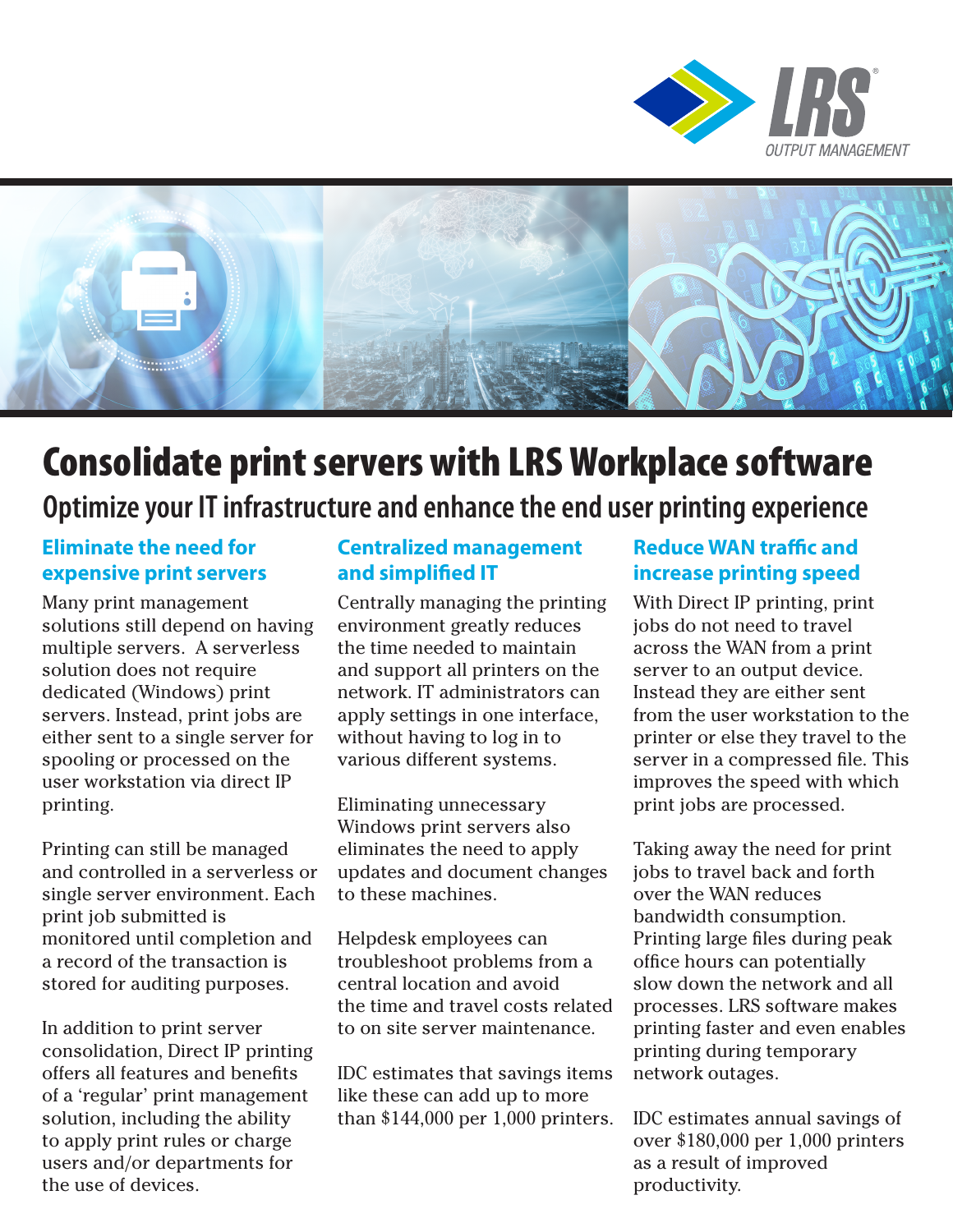LRS® OUTPUT MANAGEMENT

# Consolidate print servers with LRS Workplace software

## Optimize your IT infrastructure and enhance the end user printing experience

### Eliminate the need for expensive print servers

Many print management solutions still depend on having multiple servers. A serverless solution does not require dedicated (Windows) print servers. Instead, print jobs are either sent to a single server for spooling or processed on the user workstation via direct IP printing.

Printing can still be managed and controlled in a serverless or single server environment. Each print job submitted is monitored until completion and a record of the transaction is stored for auditing purposes.

In addition to print server consolidation, Direct IP printing offers all features and benefits of a 'regular' print management solution, including the ability to apply print rules or charge users and/or departments for the use of devices.

### Centralized management and simplified IT

Centrally managing the printing environment greatly reduces the time needed to maintain and support all printers on the network. IT administrators can apply settings in one interface, without having to log in to various different systems.

Eliminating unnecessary Windows print servers also eliminates the need to apply updates and document changes to these machines.

Helpdesk employees can troubleshoot problems from a central location and avoid the time and travel costs related to on site server maintenance.

IDC estimates that savings items like these can add up to more than $144,000 per 1,000 printers.

### Reduce WAN traffic and increase printing speed

With Direct IP printing, print jobs do not need to travel across the WAN from a print server to an output device. Instead they are either sent from the user workstation to the printer or else they travel to the server in a compressed file. This improves the speed with which print jobs are processed.

Taking away the need for print jobs to travel back and forth over the WAN reduces bandwidth consumption. Printing large files during peak office hours can potentially slow down the network and all processes. LRS software makes printing faster and even enables printing during temporary network outages.

IDC estimates annual savings of over $180,000 per 1,000 printers as a result of improved productivity.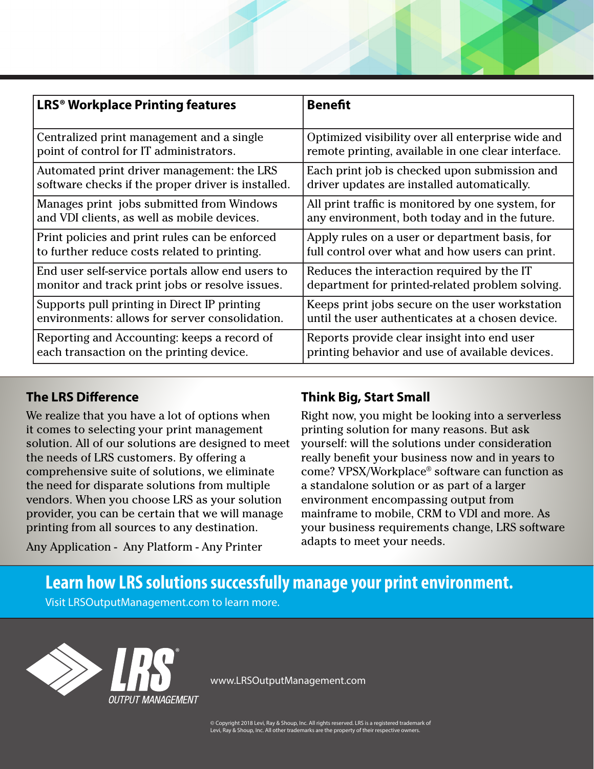| LRS® Workplace Printing features | Benefit |
|---|---|
| Centralized print management and a single point of control for IT administrators. | Optimized visibility over all enterprise wide and remote printing, available in one clear interface. |
| Automated print driver management: the LRS software checks if the proper driver is installed. | Each print job is checked upon submission and driver updates are installed automatically. |
| Manages print jobs submitted from Windows and VDI clients, as well as mobile devices. | All print traffic is monitored by one system, for any environment, both today and in the future. |
| Print policies and print rules can be enforced to further reduce costs related to printing. | Apply rules on a user or department basis, for full control over what and how users can print. |
| End user self-service portals allow end users to monitor and track print jobs or resolve issues. | Reduces the interaction required by the IT department for printed-related problem solving. |
| Supports pull printing in Direct IP printing environments: allows for server consolidation. | Keeps print jobs secure on the user workstation until the user authenticates at a chosen device. |
| Reporting and Accounting: keeps a record of each transaction on the printing device. | Reports provide clear insight into end user printing behavior and use of available devices. |

## The LRS Difference

We realize that you have a lot of options when it comes to selecting your print management solution. All of our solutions are designed to meet the needs of LRS customers. By offering a comprehensive suite of solutions, we eliminate the need for disparate solutions from multiple vendors. When you choose LRS as your solution provider, you can be certain that we will manage printing from all sources to any destination.

Any Application - Any Platform - Any Printer

## Think Big, Start Small

Right now, you might be looking into a serverless printing solution for many reasons. But ask yourself: will the solutions under consideration really benefit your business now and in years to come? VPSX/Workplace® software can function as a standalone solution or as part of a larger environment encompassing output from mainframe to mobile, CRM to VDI and more. As your business requirements change, LRS software adapts to meet your needs.

## Learn how LRS solutions successfully manage your print environment.

Visit LRSOutputManagement.com to learn more.

LRS® OUTPUT MANAGEMENT

www.LRSOutputManagement.com

© Copyright 2018 Levi, Ray & Shoup, Inc. All rights reserved. LRS is a registered trademark of Levi, Ray & Shoup, Inc. All other trademarks are the property of their respective owners.